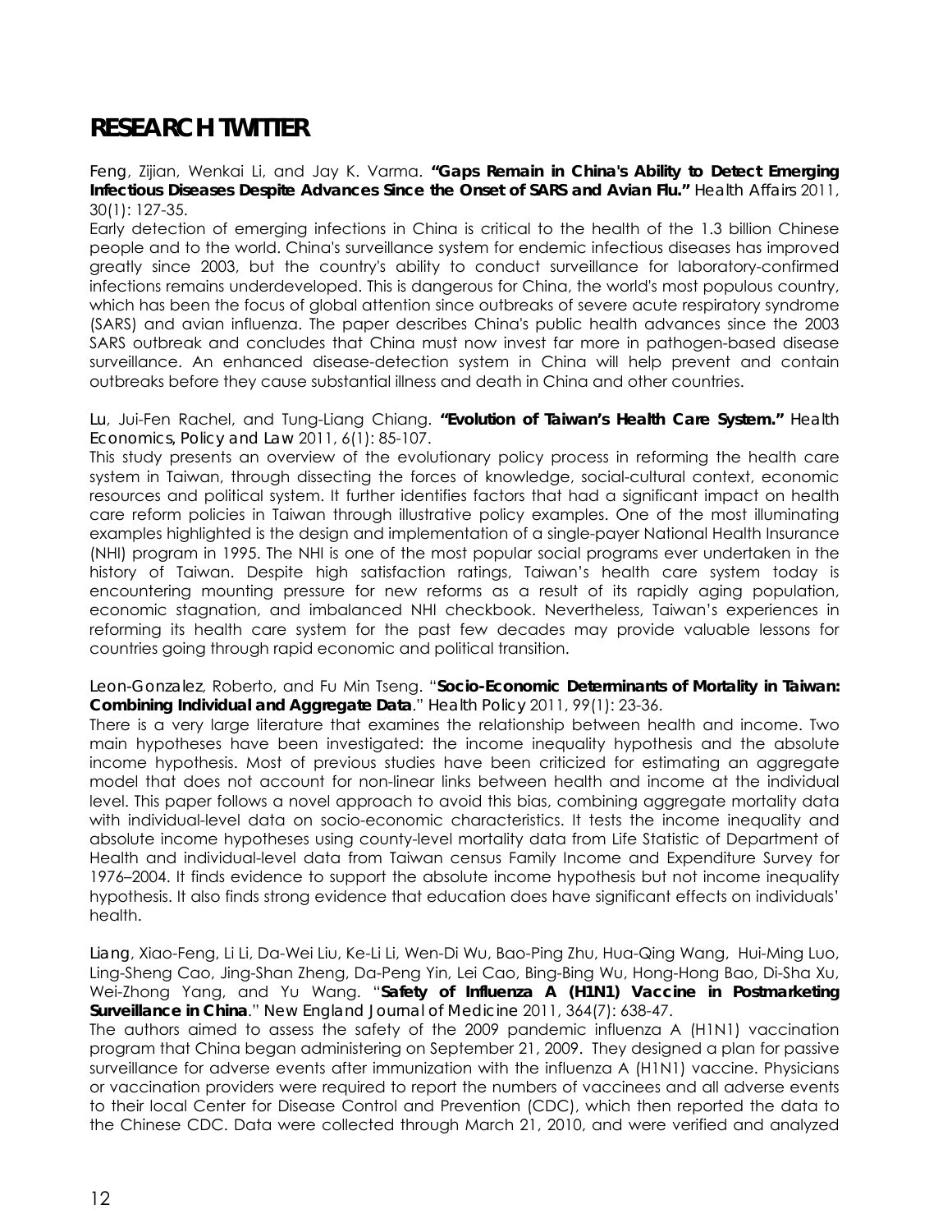# RESEARCH TWITTER

Feng, Zijian, Wenkai Li, and Jay K. Varma. **"Gaps Remain in China's Ability to Detect Emerging Infectious Diseases Despite Advances Since the Onset of SARS and Avian Flu."** *Health Affairs* 2011, 30(1): 127-35.

Early detection of emerging infections in China is critical to the health of the 1.3 billion Chinese people and to the world. China's surveillance system for endemic infectious diseases has improved greatly since 2003, but the country's ability to conduct surveillance for laboratory-confirmed infections remains underdeveloped. This is dangerous for China, the world's most populous country, which has been the focus of global attention since outbreaks of severe acute respiratory syndrome (SARS) and avian influenza. The paper describes China's public health advances since the 2003 SARS outbreak and concludes that China must now invest far more in pathogen-based disease surveillance. An enhanced disease-detection system in China will help prevent and contain outbreaks before they cause substantial illness and death in China and other countries.

Lu, Jui-Fen Rachel, and Tung-Liang Chiang. **"Evolution of Taiwan's Health Care System."** *Health Economics, Policy and Law* 2011, 6(1): 85-107.

This study presents an overview of the evolutionary policy process in reforming the health care system in Taiwan, through dissecting the forces of knowledge, social-cultural context, economic resources and political system. It further identifies factors that had a significant impact on health care reform policies in Taiwan through illustrative policy examples. One of the most illuminating examples highlighted is the design and implementation of a single-payer National Health Insurance (NHI) program in 1995. The NHI is one of the most popular social programs ever undertaken in the history of Taiwan. Despite high satisfaction ratings, Taiwan's health care system today is encountering mounting pressure for new reforms as a result of its rapidly aging population, economic stagnation, and imbalanced NHI checkbook. Nevertheless, Taiwan's experiences in reforming its health care system for the past few decades may provide valuable lessons for countries going through rapid economic and political transition.

Leon-Gonzalez, Roberto, and Fu Min Tseng. "**Socio-Economic Determinants of Mortality in Taiwan: Combining Individual and Aggregate Data**." *Health Policy* 2011, 99(1): 23-36.

There is a very large literature that examines the relationship between health and income. Two main hypotheses have been investigated: the income inequality hypothesis and the absolute income hypothesis. Most of previous studies have been criticized for estimating an aggregate model that does not account for non-linear links between health and income at the individual level. This paper follows a novel approach to avoid this bias, combining aggregate mortality data with individual-level data on socio-economic characteristics. It tests the income inequality and absolute income hypotheses using county-level mortality data from Life Statistic of Department of Health and individual-level data from Taiwan census Family Income and Expenditure Survey for 1976–2004. It finds evidence to support the absolute income hypothesis but not income inequality hypothesis. It also finds strong evidence that education does have significant effects on individuals' health.

Liang, Xiao-Feng, Li Li, Da-Wei Liu, Ke-Li Li, Wen-Di Wu, Bao-Ping Zhu, Hua-Qing Wang, Hui-Ming Luo, Ling-Sheng Cao, Jing-Shan Zheng, Da-Peng Yin, Lei Cao, Bing-Bing Wu, Hong-Hong Bao, Di-Sha Xu, Wei-Zhong Yang, and Yu Wang. "**Safety of Influenza A (H1N1) Vaccine in Postmarketing Surveillance in China**." *New England Journal of Medicine* 2011, 364(7): 638-47.

The authors aimed to assess the safety of the 2009 pandemic influenza A (H1N1) vaccination program that China began administering on September 21, 2009. They designed a plan for passive surveillance for adverse events after immunization with the influenza A (H1N1) vaccine. Physicians or vaccination providers were required to report the numbers of vaccinees and all adverse events to their local Center for Disease Control and Prevention (CDC), which then reported the data to the Chinese CDC. Data were collected through March 21, 2010, and were verified and analyzed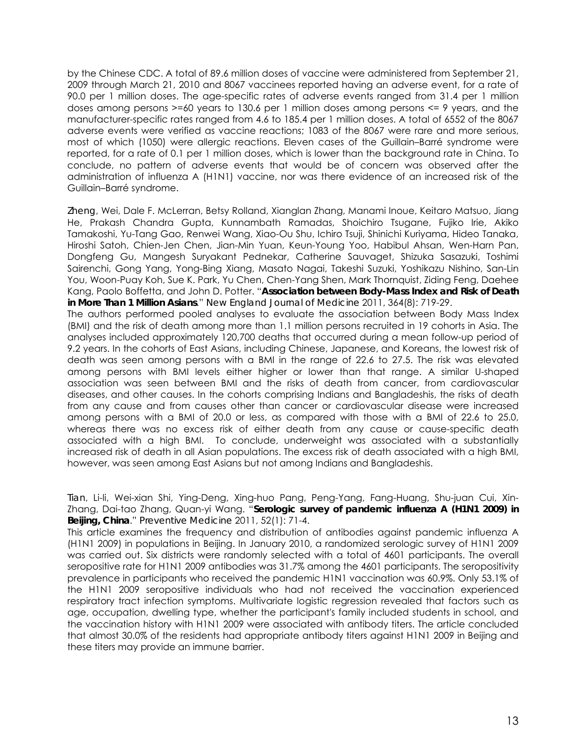by the Chinese CDC. A total of 89.6 million doses of vaccine were administered from September 21, 2009 through March 21, 2010 and 8067 vaccinees reported having an adverse event, for a rate of 90.0 per 1 million doses. The age-specific rates of adverse events ranged from 31.4 per 1 million doses among persons >=60 years to 130.6 per 1 million doses among persons <= 9 years, and the manufacturer-specific rates ranged from 4.6 to 185.4 per 1 million doses. A total of 6552 of the 8067 adverse events were verified as vaccine reactions; 1083 of the 8067 were rare and more serious, most of which (1050) were allergic reactions. Eleven cases of the Guillain–Barré syndrome were reported, for a rate of 0.1 per 1 million doses, which is lower than the background rate in China. To conclude, no pattern of adverse events that would be of concern was observed after the administration of influenza A (H1N1) vaccine, nor was there evidence of an increased risk of the Guillain–Barré syndrome.

Zheng, Wei, Dale F. McLerran, Betsy Rolland, Xianglan Zhang, Manami Inoue, Keitaro Matsuo, Jiang He, Prakash Chandra Gupta, Kunnambath Ramadas, Shoichiro Tsugane, Fujiko Irie, Akiko Tamakoshi, Yu-Tang Gao, Renwei Wang, Xiao-Ou Shu, Ichiro Tsuji, Shinichi Kuriyama, Hideo Tanaka, Hiroshi Satoh, Chien-Jen Chen, Jian-Min Yuan, Keun-Young Yoo, Habibul Ahsan, Wen-Harn Pan, Dongfeng Gu, Mangesh Suryakant Pednekar, Catherine Sauvaget, Shizuka Sasazuki, Toshimi Sairenchi, Gong Yang, Yong-Bing Xiang, Masato Nagai, Takeshi Suzuki, Yoshikazu Nishino, San-Lin You, Woon-Puay Koh, Sue K. Park, Yu Chen, Chen-Yang Shen, Mark Thornquist, Ziding Feng, Daehee Kang, Paolo Boffetta, and John D. Potter. "**Association between Body-Mass Index and Risk of Death in More Than 1 Million Asians**." *New England Journal of Medicine* 2011, 364(8): 719-29.
The authors performed pooled analyses to evaluate the association between Body Mass Index (BMI) and the risk of death among more than 1.1 million persons recruited in 19 cohorts in Asia. The analyses included approximately 120,700 deaths that occurred during a mean follow-up period of 9.2 years. In the cohorts of East Asians, including Chinese, Japanese, and Koreans, the lowest risk of death was seen among persons with a BMI in the range of 22.6 to 27.5. The risk was elevated among persons with BMI levels either higher or lower than that range. A similar U-shaped association was seen between BMI and the risks of death from cancer, from cardiovascular diseases, and other causes. In the cohorts comprising Indians and Bangladeshis, the risks of death from any cause and from causes other than cancer or cardiovascular disease were increased among persons with a BMI of 20.0 or less, as compared with those with a BMI of 22.6 to 25.0, whereas there was no excess risk of either death from any cause or cause-specific death associated with a high BMI. To conclude, underweight was associated with a substantially increased risk of death in all Asian populations. The excess risk of death associated with a high BMI, however, was seen among East Asians but not among Indians and Bangladeshis.

Tian, Li-li, Wei-xian Shi, Ying-Deng, Xing-huo Pang, Peng-Yang, Fang-Huang, Shu-juan Cui, Xin-Zhang, Dai-tao Zhang, Quan-yi Wang. "**Serologic survey of pandemic influenza A (H1N1 2009) in Beijing, China**." *Preventive Medicine* 2011, 52(1): 71-4.
This article examines the frequency and distribution of antibodies against pandemic influenza A (H1N1 2009) in populations in Beijing. In January 2010, a randomized serologic survey of H1N1 2009 was carried out. Six districts were randomly selected with a total of 4601 participants. The overall seropositive rate for H1N1 2009 antibodies was 31.7% among the 4601 participants. The seropositivity prevalence in participants who received the pandemic H1N1 vaccination was 60.9%. Only 53.1% of the H1N1 2009 seropositive individuals who had not received the vaccination experienced respiratory tract infection symptoms. Multivariate logistic regression revealed that factors such as age, occupation, dwelling type, whether the participant's family included students in school, and the vaccination history with H1N1 2009 were associated with antibody titers. The article concluded that almost 30.0% of the residents had appropriate antibody titers against H1N1 2009 in Beijing and these titers may provide an immune barrier.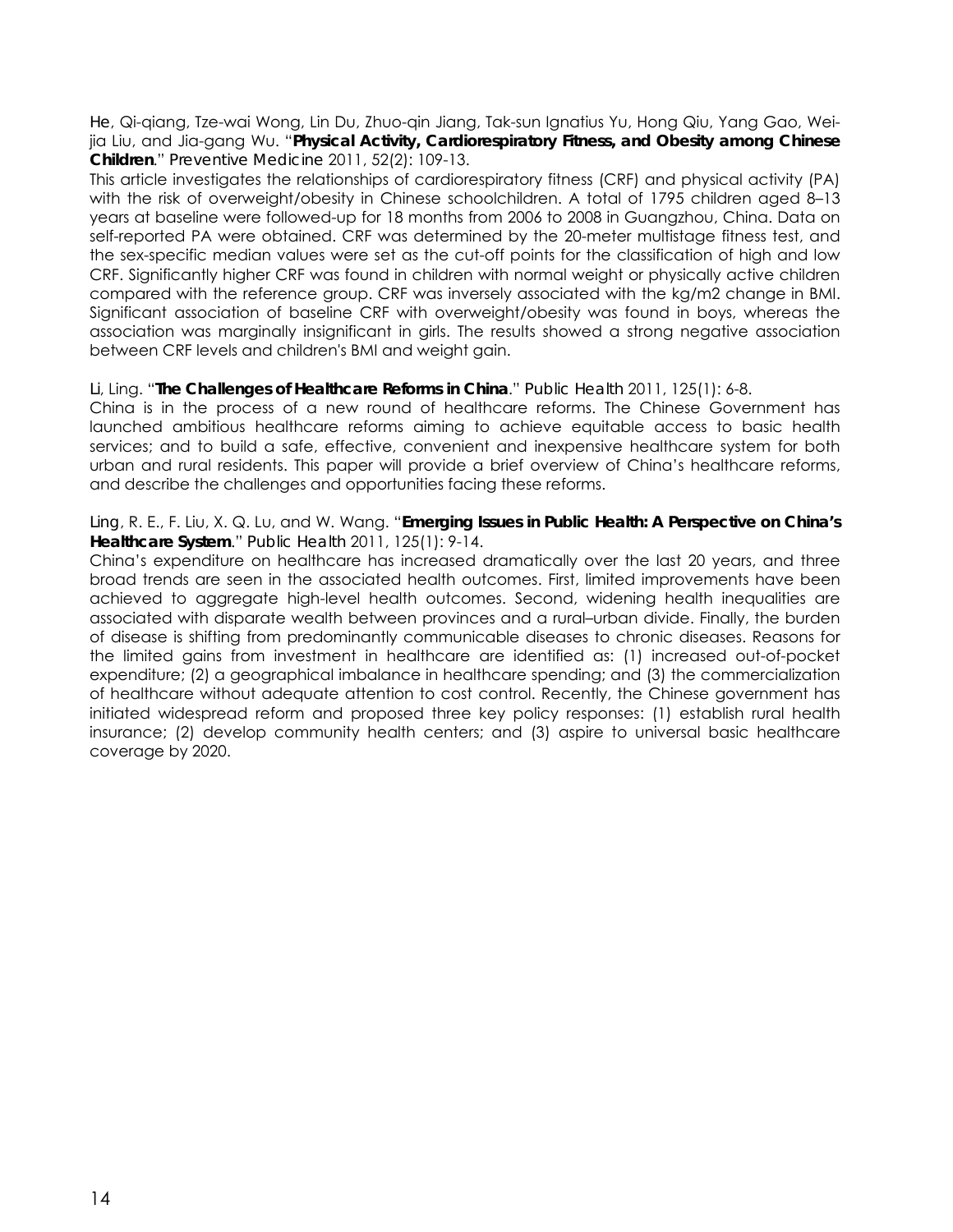He, Qi-qiang, Tze-wai Wong, Lin Du, Zhuo-qin Jiang, Tak-sun Ignatius Yu, Hong Qiu, Yang Gao, Wei-jia Liu, and Jia-gang Wu. "**Physical Activity, Cardiorespiratory Fitness, and Obesity among Chinese Children**." *Preventive Medicine* 2011, 52(2): 109-13.

This article investigates the relationships of cardiorespiratory fitness (CRF) and physical activity (PA) with the risk of overweight/obesity in Chinese schoolchildren. A total of 1795 children aged 8–13 years at baseline were followed-up for 18 months from 2006 to 2008 in Guangzhou, China. Data on self-reported PA were obtained. CRF was determined by the 20-meter multistage fitness test, and the sex-specific median values were set as the cut-off points for the classification of high and low CRF. Significantly higher CRF was found in children with normal weight or physically active children compared with the reference group. CRF was inversely associated with the kg/m2 change in BMI. Significant association of baseline CRF with overweight/obesity was found in boys, whereas the association was marginally insignificant in girls. The results showed a strong negative association between CRF levels and children's BMI and weight gain.

Li, Ling. "**The Challenges of Healthcare Reforms in China**." *Public Health* 2011, 125(1): 6-8.

China is in the process of a new round of healthcare reforms. The Chinese Government has launched ambitious healthcare reforms aiming to achieve equitable access to basic health services; and to build a safe, effective, convenient and inexpensive healthcare system for both urban and rural residents. This paper will provide a brief overview of China's healthcare reforms, and describe the challenges and opportunities facing these reforms.

Ling, R. E., F. Liu, X. Q. Lu, and W. Wang. "**Emerging Issues in Public Health: A Perspective on China's Healthcare System**." *Public Health* 2011, 125(1): 9-14.

China's expenditure on healthcare has increased dramatically over the last 20 years, and three broad trends are seen in the associated health outcomes. First, limited improvements have been achieved to aggregate high-level health outcomes. Second, widening health inequalities are associated with disparate wealth between provinces and a rural–urban divide. Finally, the burden of disease is shifting from predominantly communicable diseases to chronic diseases. Reasons for the limited gains from investment in healthcare are identified as: (1) increased out-of-pocket expenditure; (2) a geographical imbalance in healthcare spending; and (3) the commercialization of healthcare without adequate attention to cost control. Recently, the Chinese government has initiated widespread reform and proposed three key policy responses: (1) establish rural health insurance; (2) develop community health centers; and (3) aspire to universal basic healthcare coverage by 2020.